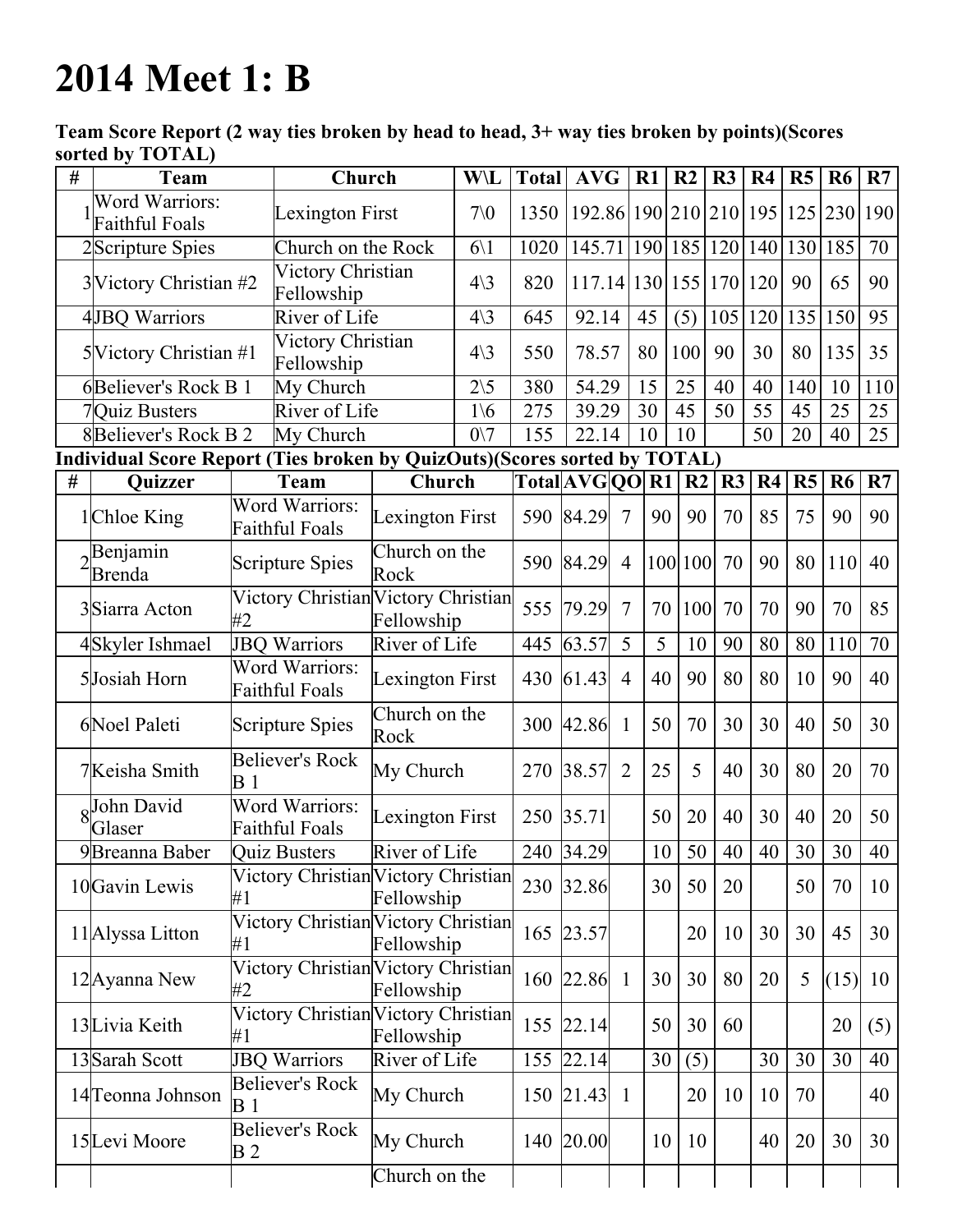# 2014 Meet 1: B

**Team Score Report (2 way ties broken by head to head, 3+ way ties broken by points)(Scores sorted by TOTAL)**

| # | Team | Church | W\L | Total | AVG | R1 | R2 | R3 | R4 | R5 | R6 | R7 |
|---|---|---|---|---|---|---|---|---|---|---|---|---|
| 1 | Word Warriors: Faithful Foals | Lexington First | 7\0 | 1350 | 192.86 | 190 | 210 | 210 | 195 | 125 | 230 | 190 |
| 2 | Scripture Spies | Church on the Rock | 6\1 | 1020 | 145.71 | 190 | 185 | 120 | 140 | 130 | 185 | 70 |
| 3 | Victory Christian #2 | Victory Christian Fellowship | 4\3 | 820 | 117.14 | 130 | 155 | 170 | 120 | 90 | 65 | 90 |
| 4 | JBQ Warriors | River of Life | 4\3 | 645 | 92.14 | 45 | (5) | 105 | 120 | 135 | 150 | 95 |
| 5 | Victory Christian #1 | Victory Christian Fellowship | 4\3 | 550 | 78.57 | 80 | 100 | 90 | 30 | 80 | 135 | 35 |
| 6 | Believer's Rock B 1 | My Church | 2\5 | 380 | 54.29 | 15 | 25 | 40 | 40 | 140 | 10 | 110 |
| 7 | Quiz Busters | River of Life | 1\6 | 275 | 39.29 | 30 | 45 | 50 | 55 | 45 | 25 | 25 |
| 8 | Believer's Rock B 2 | My Church | 0\7 | 155 | 22.14 | 10 | 10 | | 50 | 20 | 40 | 25 |

**Individual Score Report (Ties broken by QuizOuts)(Scores sorted by TOTAL)**

| # | Quizzer | Team | Church | Total | AVG | QO | R1 | R2 | R3 | R4 | R5 | R6 | R7 |
|---|---|---|---|---|---|---|---|---|---|---|---|---|---|
| 1 | Chloe King | Word Warriors: Faithful Foals | Lexington First | 590 | 84.29 | 7 | 90 | 90 | 70 | 85 | 75 | 90 | 90 |
| 2 | Benjamin Brenda | Scripture Spies | Church on the Rock | 590 | 84.29 | 4 | 100 | 100 | 70 | 90 | 80 | 110 | 40 |
| 3 | Siarra Acton | Victory Christian #2 | Victory Christian Fellowship | 555 | 79.29 | 7 | 70 | 100 | 70 | 70 | 90 | 70 | 85 |
| 4 | Skyler Ishmael | JBQ Warriors | River of Life | 445 | 63.57 | 5 | 5 | 10 | 90 | 80 | 80 | 110 | 70 |
| 5 | Josiah Horn | Word Warriors: Faithful Foals | Lexington First | 430 | 61.43 | 4 | 40 | 90 | 80 | 80 | 10 | 90 | 40 |
| 6 | Noel Paleti | Scripture Spies | Church on the Rock | 300 | 42.86 | 1 | 50 | 70 | 30 | 30 | 40 | 50 | 30 |
| 7 | Keisha Smith | Believer's Rock B 1 | My Church | 270 | 38.57 | 2 | 25 | 5 | 40 | 30 | 80 | 20 | 70 |
| 8 | John David Glaser | Word Warriors: Faithful Foals | Lexington First | 250 | 35.71 | | 50 | 20 | 40 | 30 | 40 | 20 | 50 |
| 9 | Breanna Baber | Quiz Busters | River of Life | 240 | 34.29 | | 10 | 50 | 40 | 40 | 30 | 30 | 40 |
| 10 | Gavin Lewis | Victory Christian #1 | Victory Christian Fellowship | 230 | 32.86 | | 30 | 50 | 20 | | 50 | 70 | 10 |
| 11 | Alyssa Litton | Victory Christian #1 | Victory Christian Fellowship | 165 | 23.57 | | | 20 | 10 | 30 | 30 | 45 | 30 |
| 12 | Ayanna New | Victory Christian #2 | Victory Christian Fellowship | 160 | 22.86 | 1 | 30 | 30 | 80 | 20 | 5 | (15) | 10 |
| 13 | Livia Keith | Victory Christian #1 | Victory Christian Fellowship | 155 | 22.14 | | 50 | 30 | 60 | | | 20 | (5) |
| 13 | Sarah Scott | JBQ Warriors | River of Life | 155 | 22.14 | | 30 | (5) | | 30 | 30 | 30 | 40 |
| 14 | Teonna Johnson | Believer's Rock B 1 | My Church | 150 | 21.43 | 1 | | 20 | 10 | 10 | 70 | | 40 |
| 15 | Levi Moore | Believer's Rock B 2 | My Church | 140 | 20.00 | | 10 | 10 | | 40 | 20 | 30 | 30 |
| | | | Church on the | | | | | | | | | | |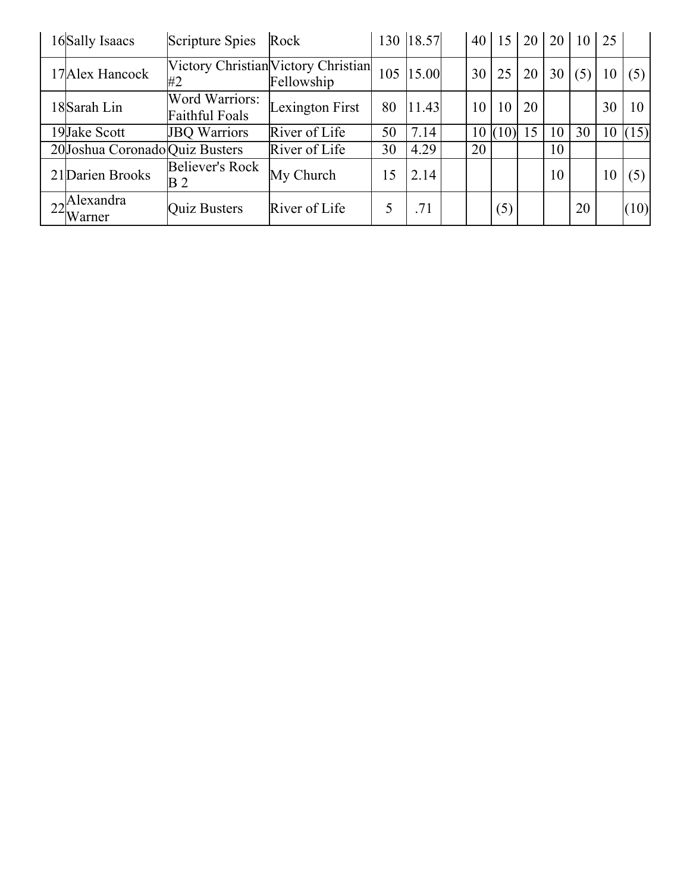| | | | | | | | | | | | | | |
|---|---|---|---|---|---|---|---|---|---|---|---|---|---|
| 16 | Sally Isaacs | Scripture Spies | Rock | 130 | 18.57 | | 40 | 15 | 20 | 20 | 10 | 25 | |
| 17 | Alex Hancock | Victory Christian #2 | Victory Christian Fellowship | 105 | 15.00 | | 30 | 25 | 20 | 30 | (5) | 10 | (5) |
| 18 | Sarah Lin | Word Warriors: Faithful Foals | Lexington First | 80 | 11.43 | | 10 | 10 | 20 | | | 30 | 10 |
| 19 | Jake Scott | JBQ Warriors | River of Life | 50 | 7.14 | | 10 | (10) | 15 | 10 | 30 | 10 | (15) |
| 20 | Joshua Coronado | Quiz Busters | River of Life | 30 | 4.29 | | 20 | | | 10 | | | |
| 21 | Darien Brooks | Believer's Rock B 2 | My Church | 15 | 2.14 | | | | | 10 | | 10 | (5) |
| 22 | Alexandra Warner | Quiz Busters | River of Life | 5 | .71 | | | (5) | | | 20 | | (10) |